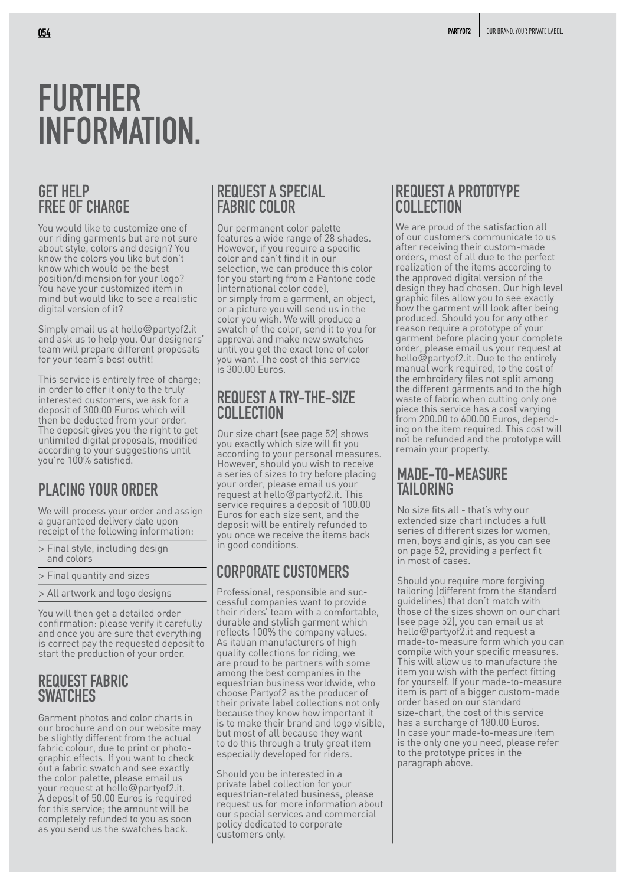# FURTHER INFORMATION.

## GET HELP FREE OF CHARGE

You would like to customize one of our riding garments but are not sure about style, colors and design? You know the colors you like but don't know which would be the best position/dimension for your logo? You have your customized item in mind but would like to see a realistic digital version of it?

Simply email us at hello@partyof2.it and ask us to help you. Our designers' team will prepare different proposals for your team's best outfit!

This service is entirely free of charge; in order to offer it only to the truly interested customers, we ask for a deposit of 300.00 Euros which will then be deducted from your order. The deposit gives you the right to get unlimited digital proposals, modified according to your suggestions until you're 100% satisfied.

## PLACING YOUR ORDER

We will process your order and assign a guaranteed delivery date upon receipt of the following information:

> Final style, including design and colors

> Final quantity and sizes

> All artwork and logo designs

You will then get a detailed order confirmation: please verify it carefully and once you are sure that everything is correct pay the requested deposit to start the production of your order.

## REQUEST FABRIC SWATCHES

Garment photos and color charts in our brochure and on our website may be slightly different from the actual fabric colour, due to print or photographic effects. If you want to check out a fabric swatch and see exactly the color palette, please email us your request at hello@partyof2.it. A deposit of 50.00 Euros is required for this service; the amount will be completely refunded to you as soon as you send us the swatches back.

## REQUEST A SPECIAL FABRIC COLOR

Our permanent color palette features a wide range of 28 shades. However, if you require a specific color and can't find it in our selection, we can produce this color for you starting from a Pantone code (international color code), or simply from a garment, an object, or a picture you will send us in the color you wish. We will produce a swatch of the color, send it to you for approval and make new swatches until you get the exact tone of color you want. The cost of this service is 300.00 Euros.

## REQUEST A TRY-THE-SIZE COLLECTION

Our size chart (see page 52) shows you exactly which size will fit you according to your personal measures. However, should you wish to receive a series of sizes to try before placing your order, please email us your request at hello@partyof2.it. This service requires a deposit of 100.00 Euros for each size sent, and the deposit will be entirely refunded to you once we receive the items back in good conditions.

## CORPORATE CUSTOMERS

Professional, responsible and successful companies want to provide their riders' team with a comfortable, durable and stylish garment which reflects 100% the company values. As italian manufacturers of high quality collections for riding, we are proud to be partners with some among the best companies in the equestrian business worldwide, who choose Partyof2 as the producer of their private label collections not only because they know how important it is to make their brand and logo visible, but most of all because they want to do this through a truly great item especially developed for riders.

Should you be interested in a private label collection for your equestrian-related business, please request us for more information about our special services and commercial policy dedicated to corporate customers only.

## REQUEST A PROTOTYPE COLLECTION

We are proud of the satisfaction all of our customers communicate to us after receiving their custom-made orders, most of all due to the perfect realization of the items according to the approved digital version of the design they had chosen. Our high level graphic files allow you to see exactly how the garment will look after being produced. Should you for any other reason require a prototype of your garment before placing your complete order, please email us your request at hello@partyof2.it. Due to the entirely manual work required, to the cost of the embroidery files not split among the different garments and to the high waste of fabric when cutting only one piece this service has a cost varying from 200.00 to 600.00 Euros, depending on the item required. This cost will not be refunded and the prototype will remain your property.

## MADE-TO-MEASURE TAILORING

No size fits all - that's why our extended size chart includes a full series of different sizes for women, men, boys and girls, as you can see on page 52, providing a perfect fit in most of cases.

Should you require more forgiving tailoring (different from the standard guidelines) that don't match with those of the sizes shown on our chart (see page 52), you can email us at hello@partyof2.it and request a made-to-measure form which you can compile with your specific measures. This will allow us to manufacture the item you wish with the perfect fitting for yourself. If your made-to-measure item is part of a bigger custom-made order based on our standard size-chart, the cost of this service has a surcharge of 180.00 Euros. In case your made-to-measure item is the only one you need, please refer to the prototype prices in the paragraph above.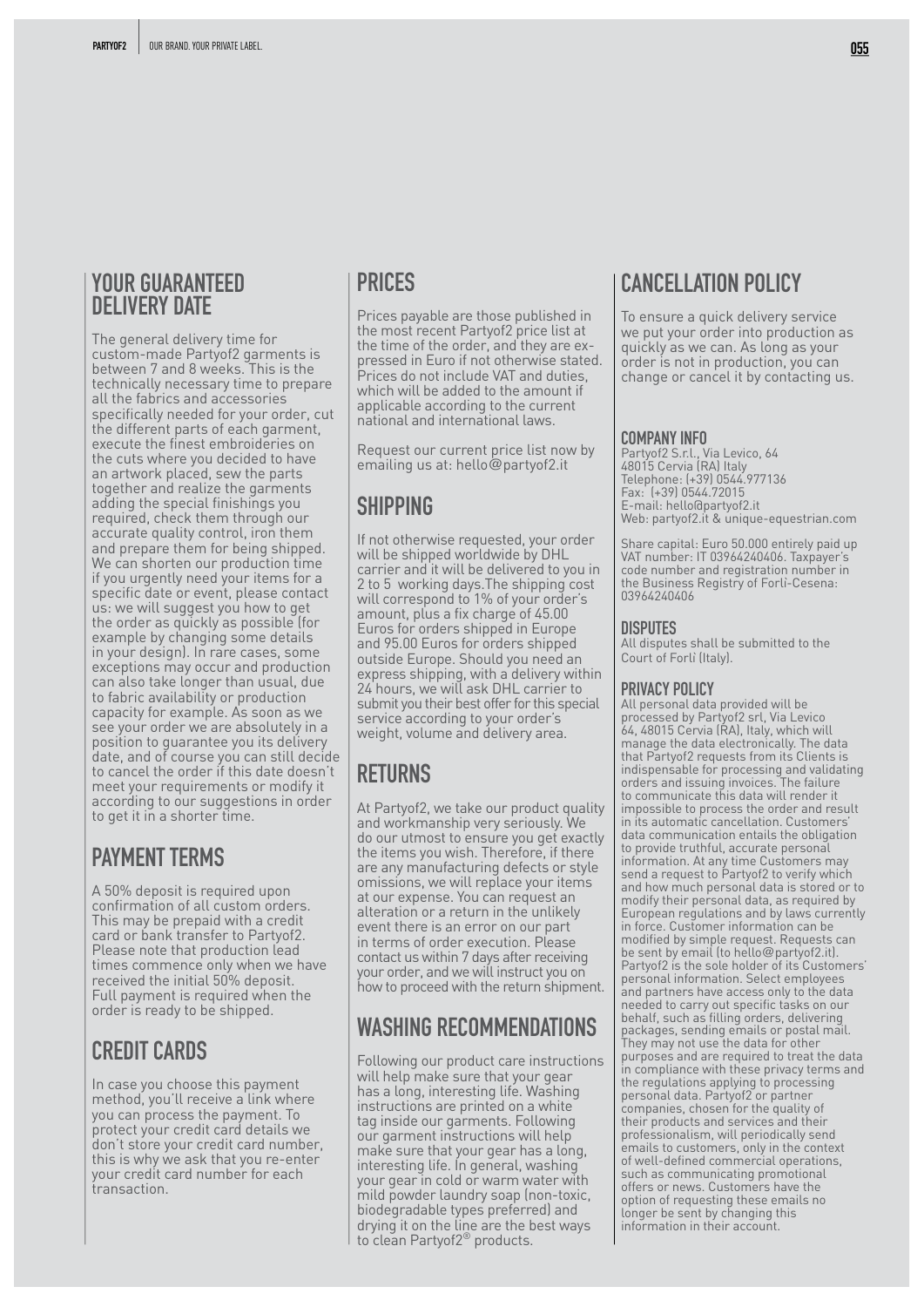## YOUR GUARANTEED DELIVERY DATE

The general delivery time for custom-made Partyof2 garments is between 7 and 8 weeks. This is the technically necessary time to prepare all the fabrics and accessories specifically needed for your order, cut the different parts of each garment, execute the finest embroideries on the cuts where you decided to have an artwork placed, sew the parts together and realize the garments adding the special finishings you required, check them through our accurate quality control, iron them and prepare them for being shipped. We can shorten our production time if you urgently need your items for a specific date or event, please contact us: we will suggest you how to get the order as quickly as possible (for example by changing some details in your design). In rare cases, some exceptions may occur and production can also take longer than usual, due to fabric availability or production capacity for example. As soon as we see your order we are absolutely in a position to guarantee you its delivery date, and of course you can still decide to cancel the order if this date doesn't meet your requirements or modify it according to our suggestions in order to get it in a shorter time.

## PAYMENT TERMS

A 50% deposit is required upon confirmation of all custom orders. This may be prepaid with a credit card or bank transfer to Partyof2. Please note that production lead times commence only when we have received the initial 50% deposit. Full payment is required when the order is ready to be shipped.

## CREDIT CARDS

In case you choose this payment method, you'll receive a link where you can process the payment. To protect your credit card details we don't store your credit card number, this is why we ask that you re-enter your credit card number for each transaction.

## PRICES

Prices payable are those published in the most recent Partyof2 price list at the time of the order, and they are expressed in Euro if not otherwise stated. Prices do not include VAT and duties, which will be added to the amount if applicable according to the current national and international laws.

Request our current price list now by emailing us at: hello@partyof2.it

## SHIPPING

If not otherwise requested, your order will be shipped worldwide by DHL carrier and it will be delivered to you in 2 to 5 working days.The shipping cost will correspond to 1% of your order's amount, plus a fix charge of 45.00 Euros for orders shipped in Europe and 95.00 Euros for orders shipped outside Europe. Should you need an express shipping, with a delivery within 24 hours, we will ask DHL carrier to submit you their best offer for this special service according to your order's weight, volume and delivery area.

## RETURNS

At Partyof2, we take our product quality and workmanship very seriously. We do our utmost to ensure you get exactly the items you wish. Therefore, if there are any manufacturing defects or style omissions, we will replace your items at our expense. You can request an alteration or a return in the unlikely event there is an error on our part in terms of order execution. Please contact us within 7 days after receiving your order, and we will instruct you on how to proceed with the return shipment.

## WASHING RECOMMENDATIONS

Following our product care instructions will help make sure that your gear has a long, interesting life. Washing instructions are printed on a white tag inside our garments. Following our garment instructions will help make sure that your gear has a long, interesting life. In general, washing your gear in cold or warm water with mild powder laundry soap (non-toxic, biodegradable types preferred) and drying it on the line are the best ways to clean Partyof2® products.

## CANCELLATION POLICY

To ensure a quick delivery service we put your order into production as quickly as we can. As long as your order is not in production, you can change or cancel it by contacting us.

### COMPANY INFO

Partyof2 S.r.l., Via Levico, 64
48015 Cervia (RA) Italy
Telephone: (+39) 0544.977136
Fax: (+39) 0544.72015
E-mail: hello@partyof2.it
Web: partyof2.it & unique-equestrian.com

Share capital: Euro 50.000 entirely paid up VAT number: IT 03964240406. Taxpayer's code number and registration number in the Business Registry of Forlì-Cesena: 03964240406

### DISPUTES

All disputes shall be submitted to the Court of Forlì (Italy).

### PRIVACY POLICY

All personal data provided will be processed by Partyof2 srl, Via Levico 64, 48015 Cervia (RA), Italy, which will manage the data electronically. The data that Partyof2 requests from its Clients is indispensable for processing and validating orders and issuing invoices. The failure to communicate this data will render it impossible to process the order and result in its automatic cancellation. Customers' data communication entails the obligation to provide truthful, accurate personal information. At any time Customers may send a request to Partyof2 to verify which and how much personal data is stored or to modify their personal data, as required by European regulations and by laws currently in force. Customer information can be modified by simple request. Requests can be sent by email (to hello@partyof2.it). Partyof2 is the sole holder of its Customers' personal information. Select employees and partners have access only to the data needed to carry out specific tasks on our behalf, such as filling orders, delivering packages, sending emails or postal mail. They may not use the data for other purposes and are required to treat the data in compliance with these privacy terms and the regulations applying to processing personal data. Partyof2 or partner companies, chosen for the quality of their products and services and their professionalism, will periodically send emails to customers, only in the context of well-defined commercial operations, such as communicating promotional offers or news. Customers have the option of requesting these emails no longer be sent by changing this information in their account.